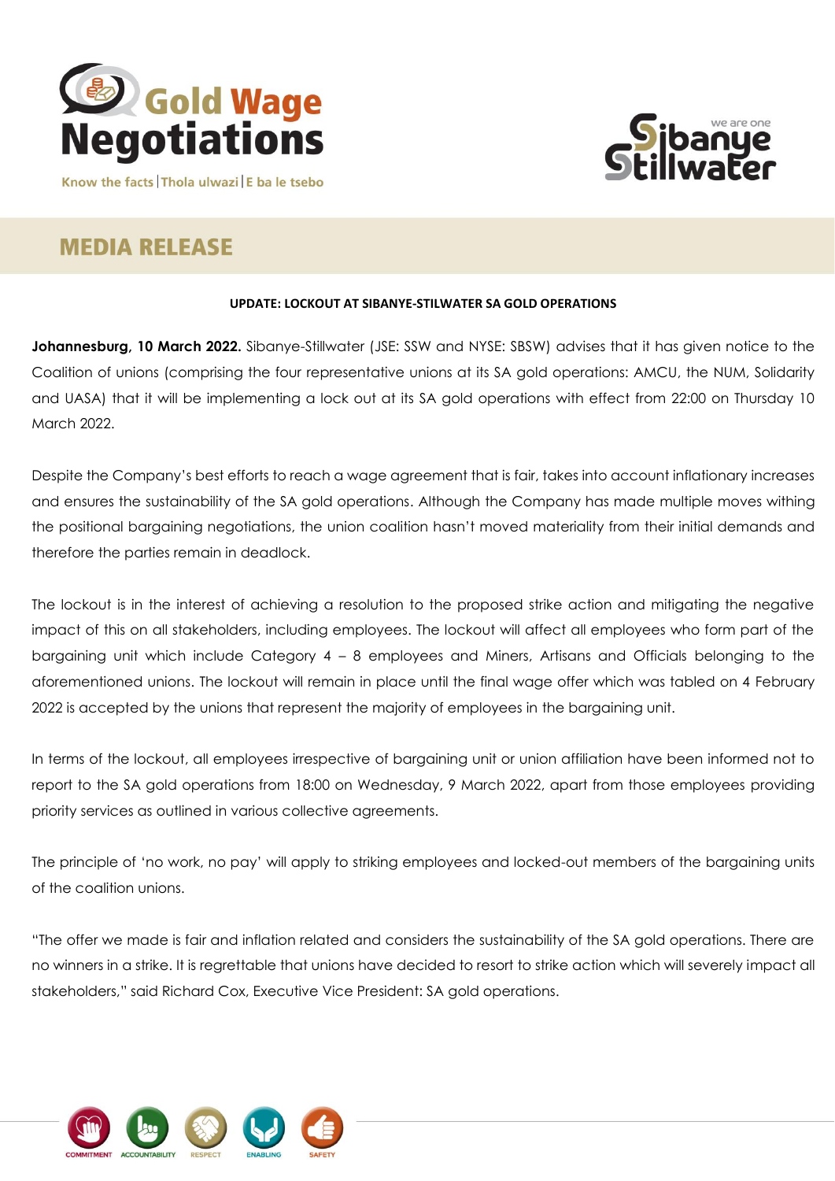Gold Wage Negotiations

Know the facts | Thola ulwazi | E ba le tsebo

Sibanye Stillwater – we are one

# MEDIA RELEASE

**UPDATE: LOCKOUT AT SIBANYE-STILWATER SA GOLD OPERATIONS**

**Johannesburg, 10 March 2022.** Sibanye-Stillwater (JSE: SSW and NYSE: SBSW) advises that it has given notice to the Coalition of unions (comprising the four representative unions at its SA gold operations: AMCU, the NUM, Solidarity and UASA) that it will be implementing a lock out at its SA gold operations with effect from 22:00 on Thursday 10 March 2022.

Despite the Company's best efforts to reach a wage agreement that is fair, takes into account inflationary increases and ensures the sustainability of the SA gold operations. Although the Company has made multiple moves withing the positional bargaining negotiations, the union coalition hasn't moved materiality from their initial demands and therefore the parties remain in deadlock.

The lockout is in the interest of achieving a resolution to the proposed strike action and mitigating the negative impact of this on all stakeholders, including employees. The lockout will affect all employees who form part of the bargaining unit which include Category 4 – 8 employees and Miners, Artisans and Officials belonging to the aforementioned unions. The lockout will remain in place until the final wage offer which was tabled on 4 February 2022 is accepted by the unions that represent the majority of employees in the bargaining unit.

In terms of the lockout, all employees irrespective of bargaining unit or union affiliation have been informed not to report to the SA gold operations from 18:00 on Wednesday, 9 March 2022, apart from those employees providing priority services as outlined in various collective agreements.

The principle of 'no work, no pay' will apply to striking employees and locked-out members of the bargaining units of the coalition unions.

"The offer we made is fair and inflation related and considers the sustainability of the SA gold operations. There are no winners in a strike. It is regrettable that unions have decided to resort to strike action which will severely impact all stakeholders," said Richard Cox, Executive Vice President: SA gold operations.

COMMITMENT | ACCOUNTABILITY | RESPECT | ENABLING | SAFETY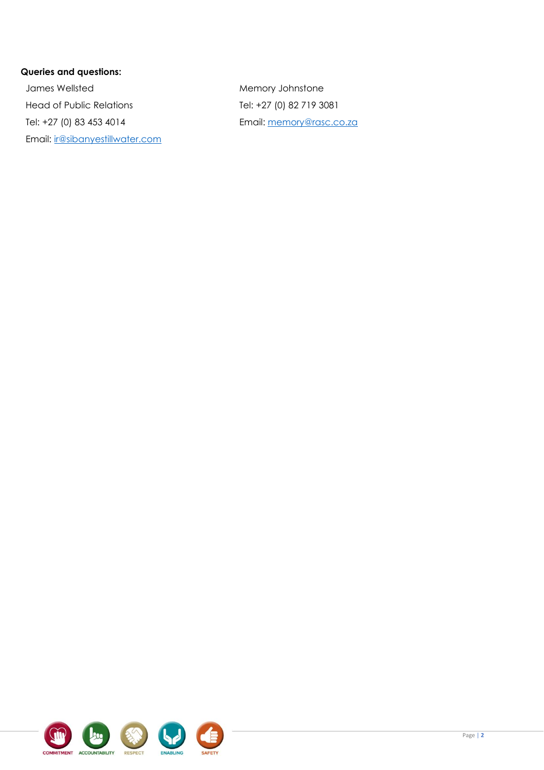**Queries and questions:**

James Wellsted
Head of Public Relations
Tel: +27 (0) 83 453 4014
Email: ir@sibanyestillwater.com

Memory Johnstone
Tel: +27 (0) 82 719 3081
Email: memory@rasc.co.za